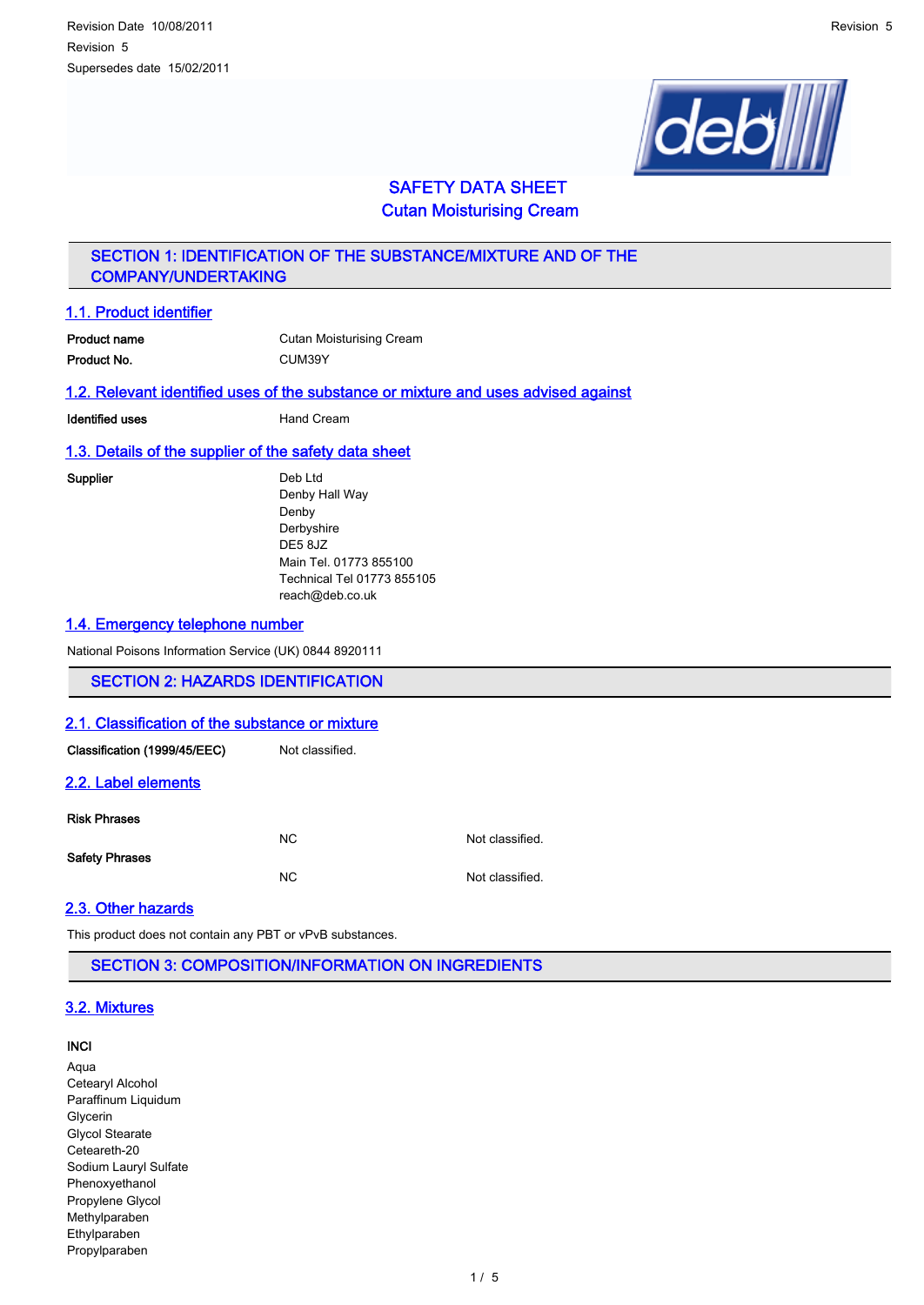Revision Date 10/08/2011
Revision 5
Supersedes date 15/02/2011

# SAFETY DATA SHEET
# Cutan Moisturising Cream

## SECTION 1: IDENTIFICATION OF THE SUBSTANCE/MIXTURE AND OF THE COMPANY/UNDERTAKING

### 1.1. Product identifier

| | |
|---|---|
| **Product name** | Cutan Moisturising Cream |
| **Product No.** | CUM39Y |

### 1.2. Relevant identified uses of the substance or mixture and uses advised against

| | |
|---|---|
| **Identified uses** | Hand Cream |

### 1.3. Details of the supplier of the safety data sheet

**Supplier**

Deb Ltd
Denby Hall Way
Denby
Derbyshire
DE5 8JZ
Main Tel. 01773 855100
Technical Tel 01773 855105
reach@deb.co.uk

### 1.4. Emergency telephone number

National Poisons Information Service (UK) 0844 8920111

## SECTION 2: HAZARDS IDENTIFICATION

### 2.1. Classification of the substance or mixture

| | |
|---|---|
| **Classification (1999/45/EEC)** | Not classified. |

### 2.2. Label elements

| | | |
|---|---|---|
| **Risk Phrases** | | |
| | NC | Not classified. |
| **Safety Phrases** | | |
| | NC | Not classified. |

### 2.3. Other hazards

This product does not contain any PBT or vPvB substances.

## SECTION 3: COMPOSITION/INFORMATION ON INGREDIENTS

### 3.2. Mixtures

**INCI**

Aqua
Cetearyl Alcohol
Paraffinum Liquidum
Glycerin
Glycol Stearate
Ceteareth-20
Sodium Lauryl Sulfate
Phenoxyethanol
Propylene Glycol
Methylparaben
Ethylparaben
Propylparaben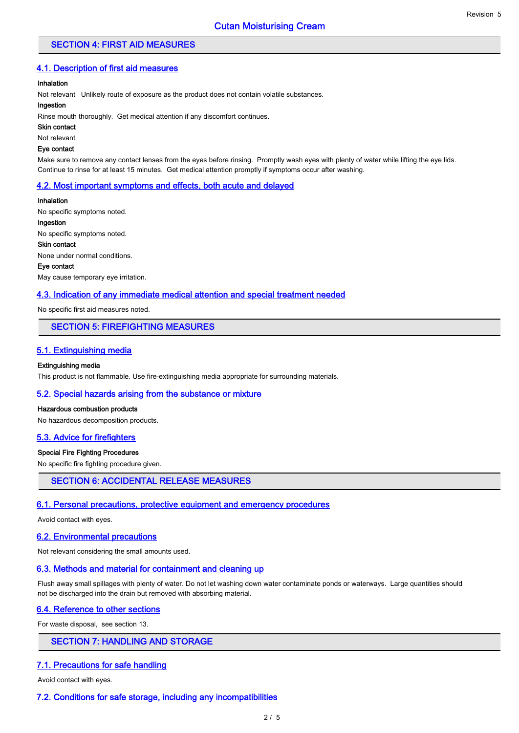## SECTION 4: FIRST AID MEASURES

### 4.1. Description of first aid measures

**Inhalation**

Not relevant Unlikely route of exposure as the product does not contain volatile substances.

**Ingestion**

Rinse mouth thoroughly. Get medical attention if any discomfort continues.

**Skin contact**

Not relevant

**Eye contact**

Make sure to remove any contact lenses from the eyes before rinsing. Promptly wash eyes with plenty of water while lifting the eye lids. Continue to rinse for at least 15 minutes. Get medical attention promptly if symptoms occur after washing.

### 4.2. Most important symptoms and effects, both acute and delayed

**Inhalation**

No specific symptoms noted.

**Ingestion**

No specific symptoms noted.

**Skin contact**

None under normal conditions.

**Eye contact**

May cause temporary eye irritation.

### 4.3. Indication of any immediate medical attention and special treatment needed

No specific first aid measures noted.

## SECTION 5: FIREFIGHTING MEASURES

### 5.1. Extinguishing media

**Extinguishing media**

This product is not flammable. Use fire-extinguishing media appropriate for surrounding materials.

### 5.2. Special hazards arising from the substance or mixture

**Hazardous combustion products**

No hazardous decomposition products.

### 5.3. Advice for firefighters

**Special Fire Fighting Procedures**

No specific fire fighting procedure given.

## SECTION 6: ACCIDENTAL RELEASE MEASURES

### 6.1. Personal precautions, protective equipment and emergency procedures

Avoid contact with eyes.

### 6.2. Environmental precautions

Not relevant considering the small amounts used.

### 6.3. Methods and material for containment and cleaning up

Flush away small spillages with plenty of water. Do not let washing down water contaminate ponds or waterways. Large quantities should not be discharged into the drain but removed with absorbing material.

### 6.4. Reference to other sections

For waste disposal, see section 13.

## SECTION 7: HANDLING AND STORAGE

### 7.1. Precautions for safe handling

Avoid contact with eyes.

### 7.2. Conditions for safe storage, including any incompatibilities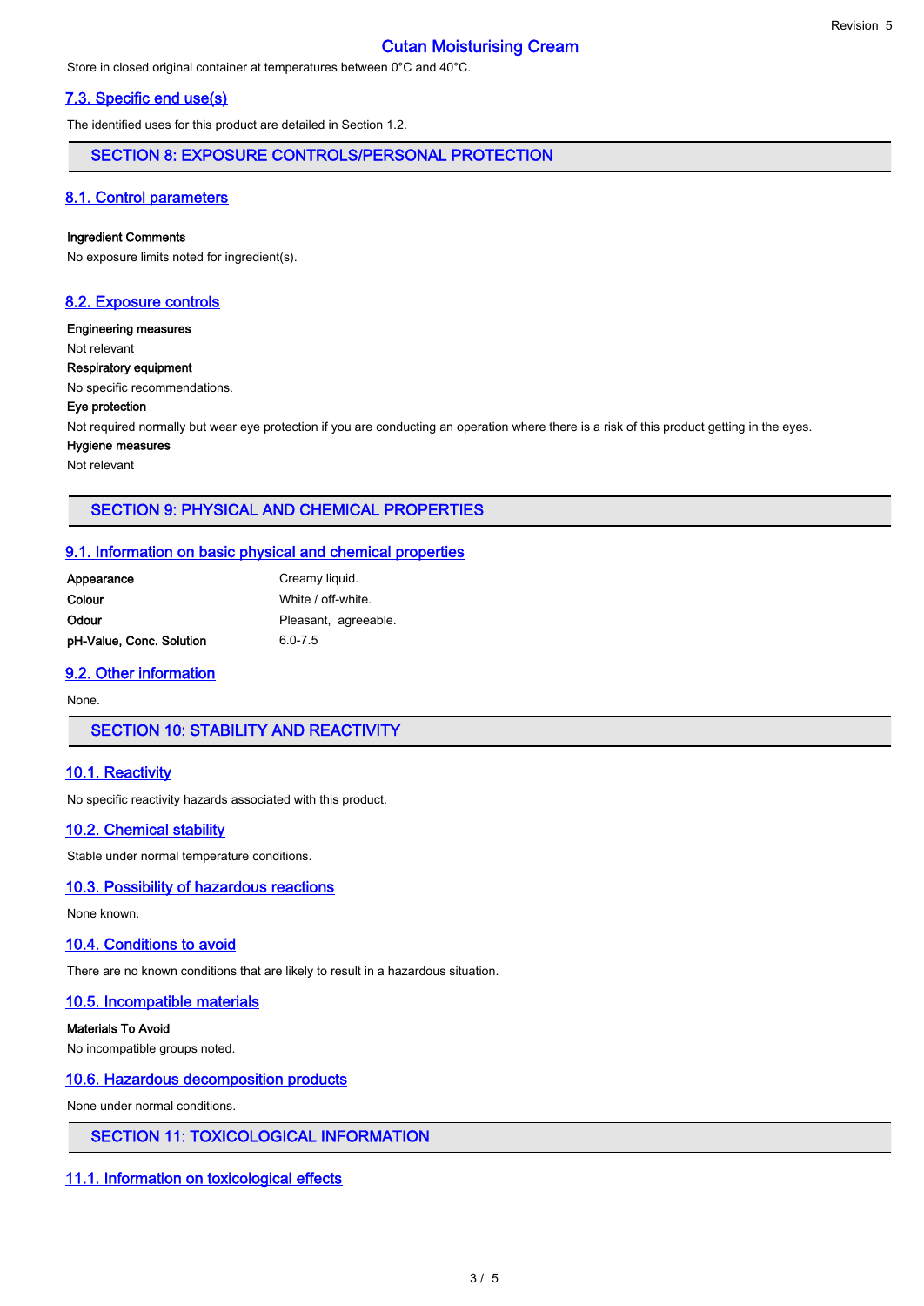Store in closed original container at temperatures between 0°C and 40°C.

### 7.3. Specific end use(s)

The identified uses for this product are detailed in Section 1.2.

## SECTION 8: EXPOSURE CONTROLS/PERSONAL PROTECTION

### 8.1. Control parameters

**Ingredient Comments**

No exposure limits noted for ingredient(s).

### 8.2. Exposure controls

**Engineering measures**

Not relevant

**Respiratory equipment**

No specific recommendations.

**Eye protection**

Not required normally but wear eye protection if you are conducting an operation where there is a risk of this product getting in the eyes.

**Hygiene measures**

Not relevant

## SECTION 9: PHYSICAL AND CHEMICAL PROPERTIES

### 9.1. Information on basic physical and chemical properties

| | |
|---|---|
| **Appearance** | Creamy liquid. |
| **Colour** | White / off-white. |
| **Odour** | Pleasant, agreeable. |
| **pH-Value, Conc. Solution** | 6.0-7.5 |

### 9.2. Other information

None.

## SECTION 10: STABILITY AND REACTIVITY

### 10.1. Reactivity

No specific reactivity hazards associated with this product.

### 10.2. Chemical stability

Stable under normal temperature conditions.

### 10.3. Possibility of hazardous reactions

None known.

### 10.4. Conditions to avoid

There are no known conditions that are likely to result in a hazardous situation.

### 10.5. Incompatible materials

**Materials To Avoid**

No incompatible groups noted.

### 10.6. Hazardous decomposition products

None under normal conditions.

## SECTION 11: TOXICOLOGICAL INFORMATION

### 11.1. Information on toxicological effects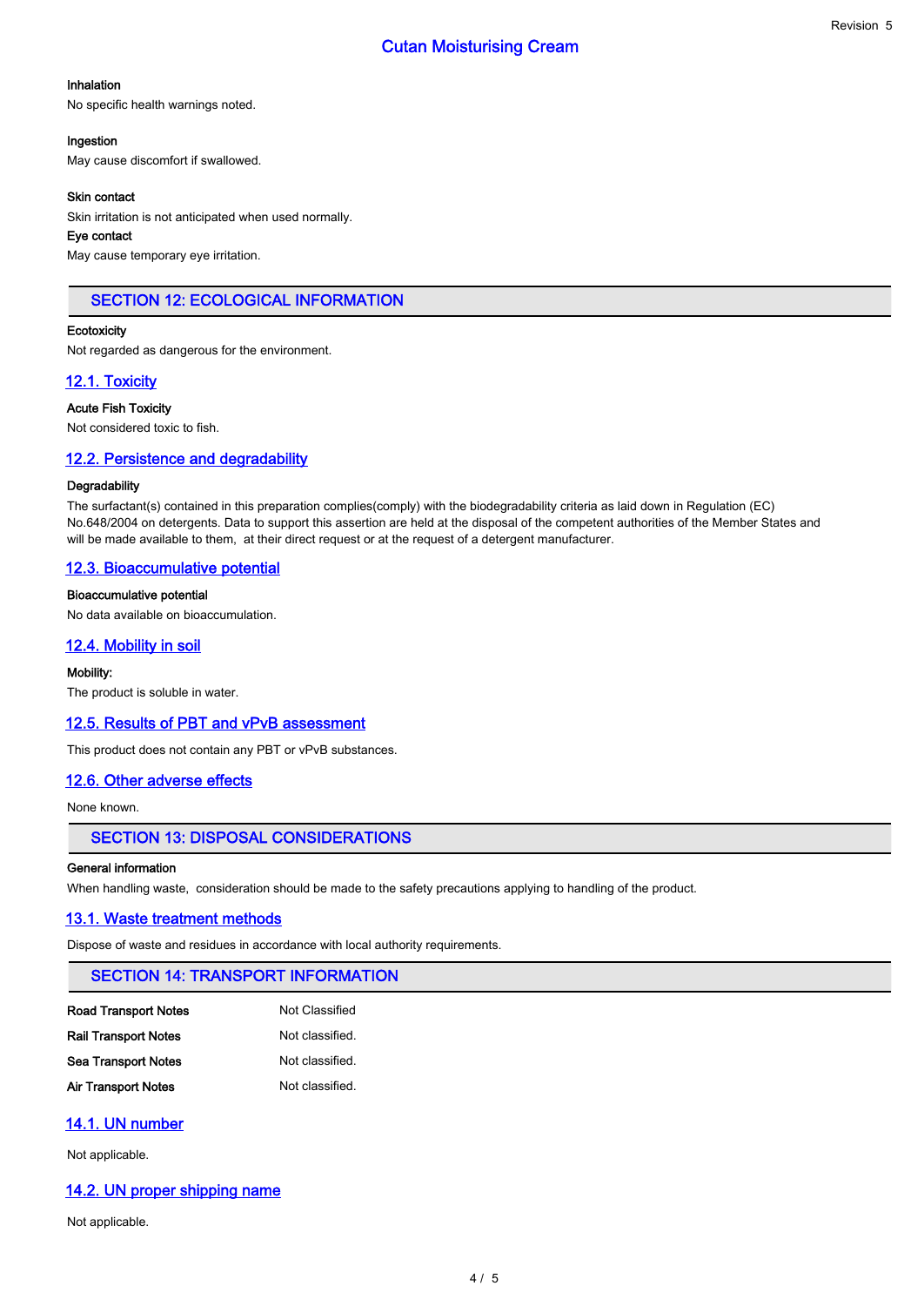**Inhalation**

No specific health warnings noted.

**Ingestion**

May cause discomfort if swallowed.

**Skin contact**

Skin irritation is not anticipated when used normally.

**Eye contact**

May cause temporary eye irritation.

## SECTION 12: ECOLOGICAL INFORMATION

**Ecotoxicity**

Not regarded as dangerous for the environment.

### 12.1. Toxicity

**Acute Fish Toxicity**

Not considered toxic to fish.

### 12.2. Persistence and degradability

**Degradability**

The surfactant(s) contained in this preparation complies(comply) with the biodegradability criteria as laid down in Regulation (EC) No.648/2004 on detergents. Data to support this assertion are held at the disposal of the competent authorities of the Member States and will be made available to them, at their direct request or at the request of a detergent manufacturer.

### 12.3. Bioaccumulative potential

**Bioaccumulative potential**

No data available on bioaccumulation.

### 12.4. Mobility in soil

**Mobility:**

The product is soluble in water.

### 12.5. Results of PBT and vPvB assessment

This product does not contain any PBT or vPvB substances.

### 12.6. Other adverse effects

None known.

## SECTION 13: DISPOSAL CONSIDERATIONS

**General information**

When handling waste, consideration should be made to the safety precautions applying to handling of the product.

### 13.1. Waste treatment methods

Dispose of waste and residues in accordance with local authority requirements.

## SECTION 14: TRANSPORT INFORMATION

| | |
|---|---|
| **Road Transport Notes** | Not Classified |
| **Rail Transport Notes** | Not classified. |
| **Sea Transport Notes** | Not classified. |
| **Air Transport Notes** | Not classified. |

### 14.1. UN number

Not applicable.

### 14.2. UN proper shipping name

Not applicable.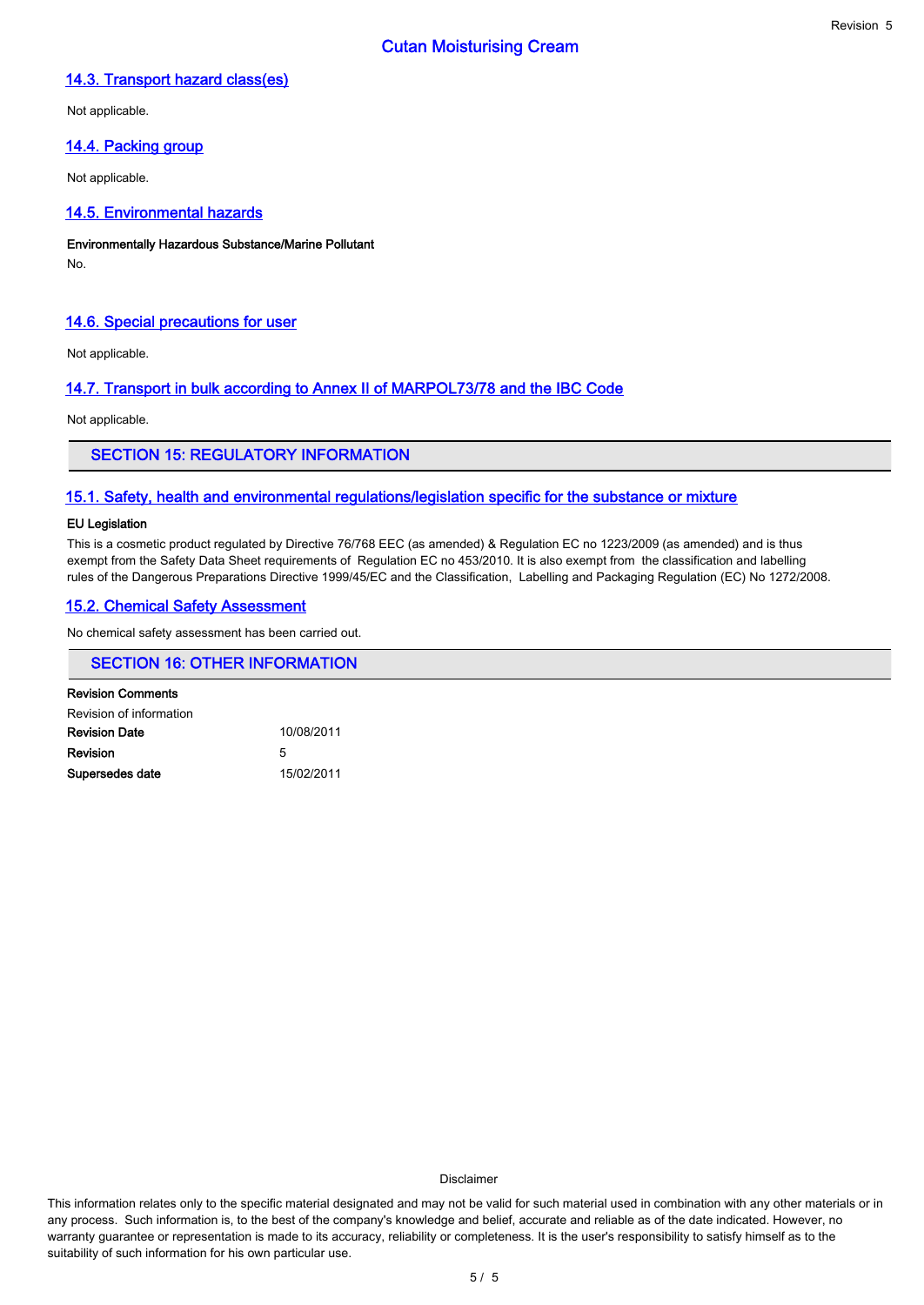### 14.3. Transport hazard class(es)

Not applicable.

### 14.4. Packing group

Not applicable.

### 14.5. Environmental hazards

**Environmentally Hazardous Substance/Marine Pollutant**

No.

### 14.6. Special precautions for user

Not applicable.

### 14.7. Transport in bulk according to Annex II of MARPOL73/78 and the IBC Code

Not applicable.

## SECTION 15: REGULATORY INFORMATION

### 15.1. Safety, health and environmental regulations/legislation specific for the substance or mixture

**EU Legislation**

This is a cosmetic product regulated by Directive 76/768 EEC (as amended) & Regulation EC no 1223/2009 (as amended) and is thus exempt from the Safety Data Sheet requirements of Regulation EC no 453/2010. It is also exempt from the classification and labelling rules of the Dangerous Preparations Directive 1999/45/EC and the Classification, Labelling and Packaging Regulation (EC) No 1272/2008.

### 15.2. Chemical Safety Assessment

No chemical safety assessment has been carried out.

## SECTION 16: OTHER INFORMATION

**Revision Comments**

Revision of information

| | |
|---|---|
| **Revision Date** | 10/08/2011 |
| **Revision** | 5 |
| **Supersedes date** | 15/02/2011 |

Disclaimer

This information relates only to the specific material designated and may not be valid for such material used in combination with any other materials or in any process. Such information is, to the best of the company's knowledge and belief, accurate and reliable as of the date indicated. However, no warranty guarantee or representation is made to its accuracy, reliability or completeness. It is the user's responsibility to satisfy himself as to the suitability of such information for his own particular use.